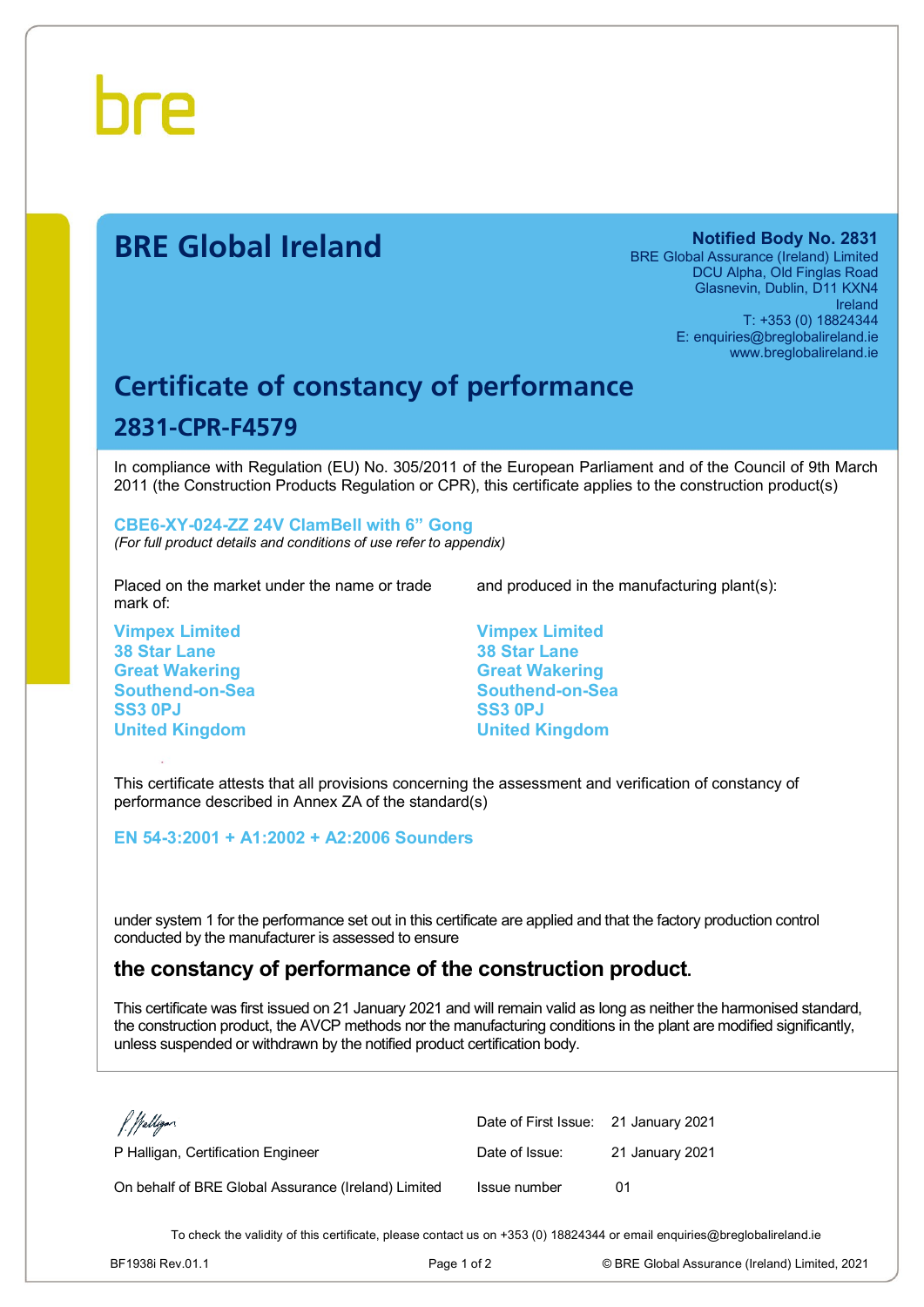bre

# BRE Global Ireland

**Notified Body No. 2831**
BRE Global Assurance (Ireland) Limited
DCU Alpha, Old Finglas Road
Glasnevin, Dublin, D11 KXN4
Ireland
T: +353 (0) 18824344
E: enquiries@breglobalireland.ie
www.breglobalireland.ie

## Certificate of constancy of performance

## 2831-CPR-F4579

In compliance with Regulation (EU) No. 305/2011 of the European Parliament and of the Council of 9th March 2011 (the Construction Products Regulation or CPR), this certificate applies to the construction product(s)

**CBE6-XY-024-ZZ 24V ClamBell with 6" Gong**
*(For full product details and conditions of use refer to appendix)*

Placed on the market under the name or trade mark of:

**Vimpex Limited**
**38 Star Lane**
**Great Wakering**
**Southend-on-Sea**
**SS3 0PJ**
**United Kingdom**

and produced in the manufacturing plant(s):

**Vimpex Limited**
**38 Star Lane**
**Great Wakering**
**Southend-on-Sea**
**SS3 0PJ**
**United Kingdom**

This certificate attests that all provisions concerning the assessment and verification of constancy of performance described in Annex ZA of the standard(s)

**EN 54-3:2001 + A1:2002 + A2:2006 Sounders**

under system 1 for the performance set out in this certificate are applied and that the factory production control conducted by the manufacturer is assessed to ensure

### the constancy of performance of the construction product.

This certificate was first issued on 21 January 2021 and will remain valid as long as neither the harmonised standard, the construction product, the AVCP methods nor the manufacturing conditions in the plant are modified significantly, unless suspended or withdrawn by the notified product certification body.

P Halligan, Certification Engineer

On behalf of BRE Global Assurance (Ireland) Limited

| | |
|---|---|
| Date of First Issue: | 21 January 2021 |
| Date of Issue: | 21 January 2021 |
| Issue number | 01 |

To check the validity of this certificate, please contact us on +353 (0) 18824344 or email enquiries@breglobalireland.ie

BF1938i Rev.01.1 © BRE Global Assurance (Ireland) Limited, 2021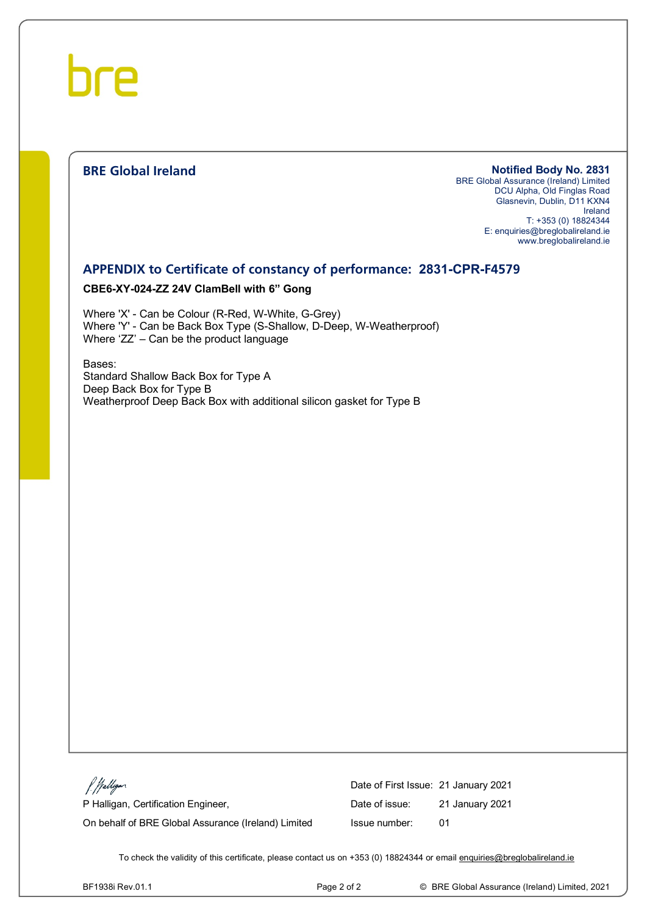bre

**BRE Global Ireland**

**Notified Body No. 2831**
BRE Global Assurance (Ireland) Limited
DCU Alpha, Old Finglas Road
Glasnevin, Dublin, D11 KXN4
Ireland
T: +353 (0) 18824344
E: enquiries@breglobalireland.ie
www.breglobalireland.ie

## APPENDIX to Certificate of constancy of performance: 2831-CPR-F4579

**CBE6-XY-024-ZZ 24V ClamBell with 6" Gong**

Where 'X' - Can be Colour (R-Red, W-White, G-Grey)
Where 'Y' - Can be Back Box Type (S-Shallow, D-Deep, W-Weatherproof)
Where 'ZZ' – Can be the product language

Bases:
Standard Shallow Back Box for Type A
Deep Back Box for Type B
Weatherproof Deep Back Box with additional silicon gasket for Type B

P Halligan, Certification Engineer,
On behalf of BRE Global Assurance (Ireland) Limited

| | |
|---|---|
| Date of First Issue: | 21 January 2021 |
| Date of issue: | 21 January 2021 |
| Issue number: | 01 |

To check the validity of this certificate, please contact us on +353 (0) 18824344 or email enquiries@breglobalireland.ie

BF1938i Rev.01.1 © BRE Global Assurance (Ireland) Limited, 2021